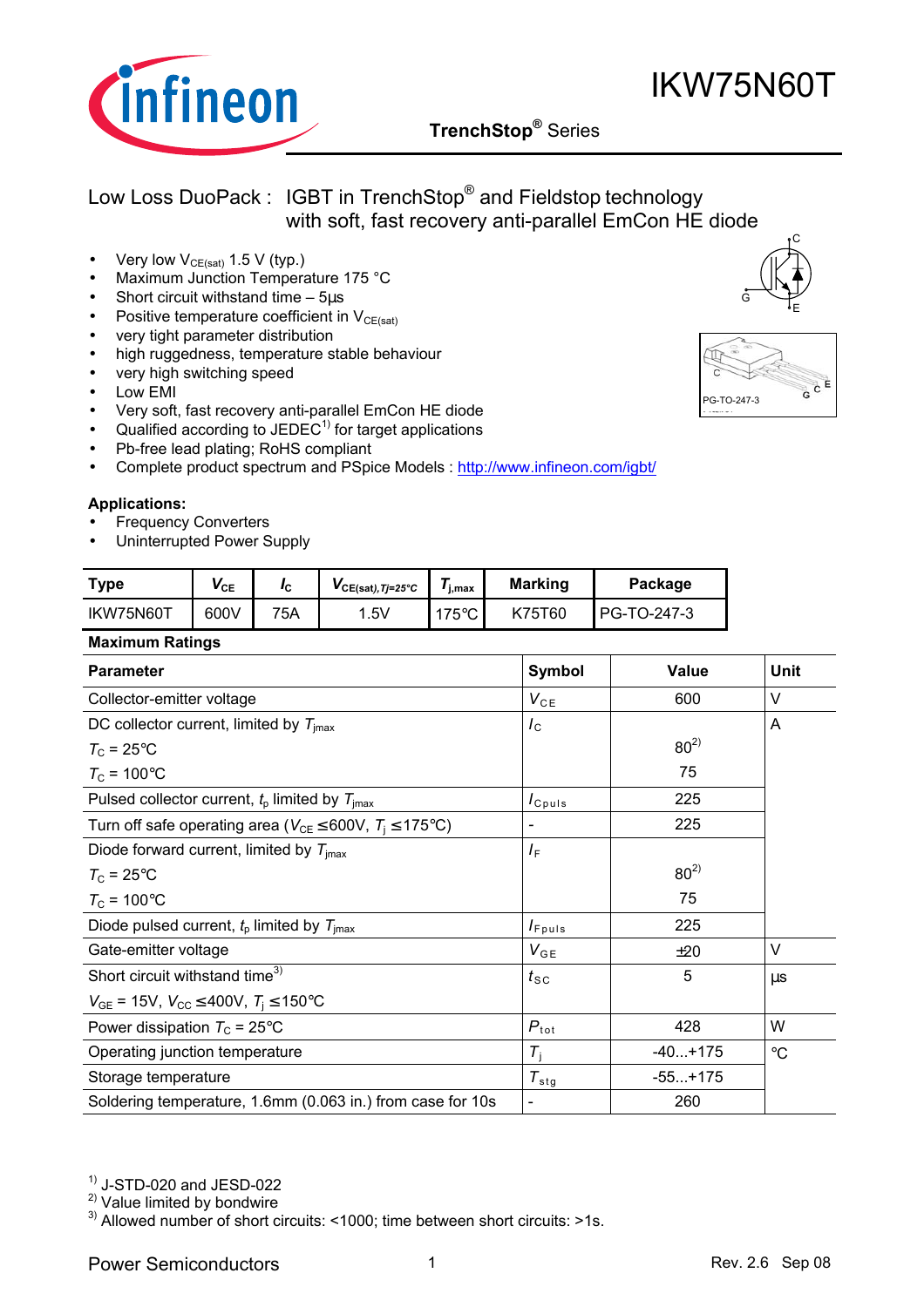# IKW75N60T

**TrenchStop® Series**

Low Loss DuoPack : IGBT in TrenchStop® and Fieldstop technology with soft, fast recovery anti-parallel EmCon HE diode

- Very low $V_{CE(sat)}$ 1.5 V (typ.)
- Maximum Junction Temperature 175 °C
- Short circuit withstand time – 5µs
- Positive temperature coefficient in $V_{CE(sat)}$
- very tight parameter distribution
- high ruggedness, temperature stable behaviour
- very high switching speed
- Low EMI
- Very soft, fast recovery anti-parallel EmCon HE diode
- Qualified according to JEDEC[1] for target applications
- Pb-free lead plating; RoHS compliant
- Complete product spectrum and PSpice Models : http://www.infineon.com/igbt/

PG-TO-247-3

**Applications:**

- Frequency Converters
- Uninterrupted Power Supply

| Type | $V_{CE}$ | $I_C$ | $V_{CE(sat),Tj=25°C}$ | $T_{j,max}$ | Marking | Package |
|---|---|---|---|---|---|---|
| IKW75N60T | 600V | 75A | 1.5V | 175°C | K75T60 | PG-TO-247-3 |

**Maximum Ratings**

| Parameter | Symbol | Value | Unit |
|---|---|---|---|
| Collector-emitter voltage | $V_{CE}$ | 600 | V |
| DC collector current, limited by $T_{jmax}$ | $I_C$ | | A |
| $T_C$ = 25°C | | 80[2] | |
| $T_C$ = 100°C | | 75 | |
| Pulsed collector current, $t_p$ limited by $T_{jmax}$ | $I_{Cpuls}$ | 225 | |
| Turn off safe operating area ($V_{CE} \leq 600V$, $T_j \leq 175°C$) | - | 225 | |
| Diode forward current, limited by $T_{jmax}$ | $I_F$ | | |
| $T_C$ = 25°C | | 80[2] | |
| $T_C$ = 100°C | | 75 | |
| Diode pulsed current, $t_p$ limited by $T_{jmax}$ | $I_{Fpuls}$ | 225 | |
| Gate-emitter voltage | $V_{GE}$ | ±20 | V |
| Short circuit withstand time[3] $V_{GE}$ = 15V, $V_{CC} \leq 400V$, $T_j \leq 150°C$ | $t_{SC}$ | 5 | µs |
| Power dissipation $T_C$ = 25°C | $P_{tot}$ | 428 | W |
| Operating junction temperature | $T_j$ | -40...+175 | °C |
| Storage temperature | $T_{stg}$ | -55...+175 | |
| Soldering temperature, 1.6mm (0.063 in.) from case for 10s | - | 260 | |

[1] J-STD-020 and JESD-022
[2] Value limited by bondwire
[3] Allowed number of short circuits: <1000; time between short circuits: >1s.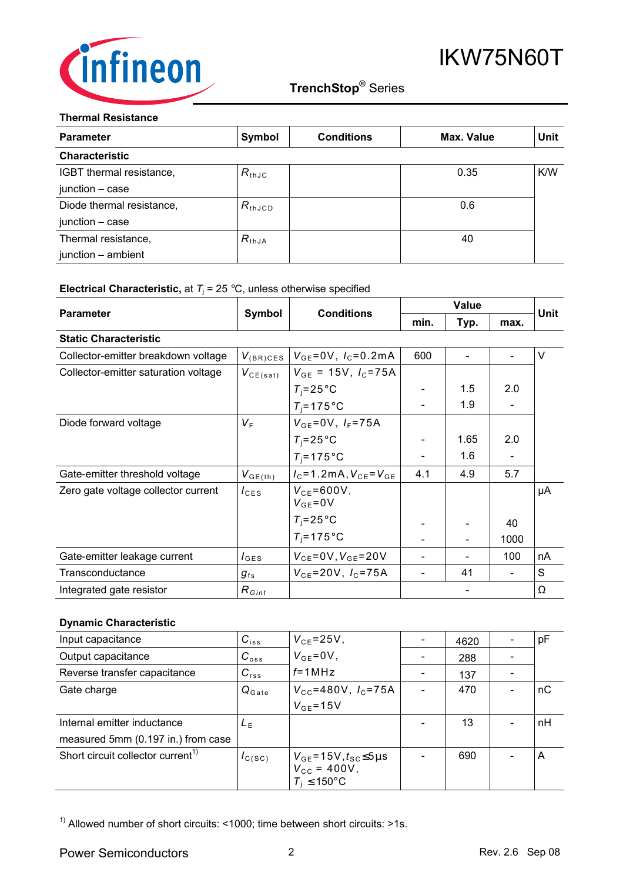## Thermal Resistance

| Parameter | Symbol | Conditions | Max. Value | Unit |
|---|---|---|---|---|
| **Characteristic** | | | | |
| IGBT thermal resistance, junction – case | $R_{thJC}$ | | 0.35 | K/W |
| Diode thermal resistance, junction – case | $R_{thJCD}$ | | 0.6 | |
| Thermal resistance, junction – ambient | $R_{thJA}$ | | 40 | |

## Electrical Characteristic, at $T_j$ = 25 °C, unless otherwise specified

| Parameter | Symbol | Conditions | Value | | | Unit |
|---|---|---|---|---|---|---|
| | | | min. | Typ. | max. | |
| **Static Characteristic** | | | | | | |
| Collector-emitter breakdown voltage | $V_{(BR)CES}$ | $V_{GE}$=0V, $I_C$=0.2mA | 600 | - | - | V |
| Collector-emitter saturation voltage | $V_{CE(sat)}$ | $V_{GE}$ = 15V, $I_C$=75A | | | | |
| | | $T_j$=25°C | - | 1.5 | 2.0 | |
| | | $T_j$=175°C | - | 1.9 | - | |
| Diode forward voltage | $V_F$ | $V_{GE}$=0V, $I_F$=75A | | | | |
| | | $T_j$=25°C | - | 1.65 | 2.0 | |
| | | $T_j$=175°C | - | 1.6 | - | |
| Gate-emitter threshold voltage | $V_{GE(th)}$ | $I_C$=1.2mA, $V_{CE}$=$V_{GE}$ | 4.1 | 4.9 | 5.7 | |
| Zero gate voltage collector current | $I_{CES}$ | $V_{CE}$=600V, $V_{GE}$=0V | | | | µA |
| | | $T_j$=25°C | - | - | 40 | |
| | | $T_j$=175°C | - | - | 1000 | |
| Gate-emitter leakage current | $I_{GES}$ | $V_{CE}$=0V, $V_{GE}$=20V | - | - | 100 | nA |
| Transconductance | $g_{fs}$ | $V_{CE}$=20V, $I_C$=75A | - | 41 | - | S |
| Integrated gate resistor | $R_{Gint}$ | | | - | | Ω |

### Dynamic Characteristic

| Parameter | Symbol | Conditions | min. | Typ. | max. | Unit |
|---|---|---|---|---|---|---|
| Input capacitance | $C_{iss}$ | $V_{CE}$=25V, | - | 4620 | - | pF |
| Output capacitance | $C_{oss}$ | $V_{GE}$=0V, | - | 288 | - | |
| Reverse transfer capacitance | $C_{rss}$ | $f$=1MHz | - | 137 | - | |
| Gate charge | $Q_{Gate}$ | $V_{CC}$=480V, $I_C$=75A, $V_{GE}$=15V | - | 470 | - | nC |
| Internal emitter inductance measured 5mm (0.197 in.) from case | $L_E$ | | - | 13 | - | nH |
| Short circuit collector current[1] | $I_{C(SC)}$ | $V_{GE}$=15V, $t_{SC}$≤5µs, $V_{CC}$ = 400V, $T_j$ ≤150°C | - | 690 | - | A |

[1] Allowed number of short circuits: <1000; time between short circuits: >1s.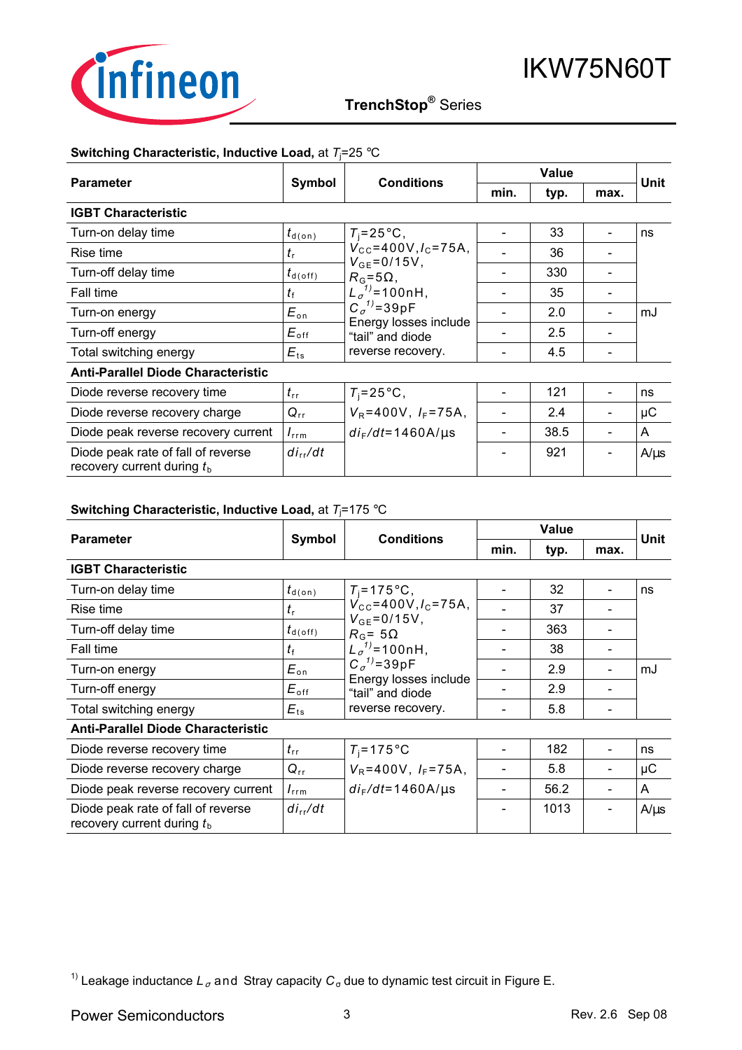**Switching Characteristic, Inductive Load,** at $T_j$=25 °C

| Parameter | Symbol | Conditions | Value | | | Unit |
|---|---|---|---|---|---|---|
| | | | min. | typ. | max. | |
| **IGBT Characteristic** | | | | | | |
| Turn-on delay time | $t_{d(on)}$ | $T_j$=25°C, $V_{CC}$=400V, $I_C$=75A, $V_{GE}$=0/15V, $R_G$=5Ω, $L_\sigma$[1)]=100nH, $C_\sigma$[1)]=39pF Energy losses include “tail” and diode reverse recovery. | - | 33 | - | ns |
| Rise time | $t_r$ | | - | 36 | - | |
| Turn-off delay time | $t_{d(off)}$ | | - | 330 | - | |
| Fall time | $t_f$ | | - | 35 | - | |
| Turn-on energy | $E_{on}$ | | - | 2.0 | - | mJ |
| Turn-off energy | $E_{off}$ | | - | 2.5 | - | |
| Total switching energy | $E_{ts}$ | | - | 4.5 | - | |
| **Anti-Parallel Diode Characteristic** | | | | | | |
| Diode reverse recovery time | $t_{rr}$ | $T_j$=25°C, $V_R$=400V, $I_F$=75A, $di_F/dt$=1460A/µs | - | 121 | - | ns |
| Diode reverse recovery charge | $Q_{rr}$ | | - | 2.4 | - | µC |
| Diode peak reverse recovery current | $I_{rrm}$ | | - | 38.5 | - | A |
| Diode peak rate of fall of reverse recovery current during $t_b$ | $di_{rr}/dt$ | | - | 921 | - | A/µs |

**Switching Characteristic, Inductive Load,** at $T_j$=175 °C

| Parameter | Symbol | Conditions | Value | | | Unit |
|---|---|---|---|---|---|---|
| | | | min. | typ. | max. | |
| **IGBT Characteristic** | | | | | | |
| Turn-on delay time | $t_{d(on)}$ | $T_j$=175°C, $V_{CC}$=400V, $I_C$=75A, $V_{GE}$=0/15V, $R_G$= 5Ω, $L_\sigma$[1)]=100nH, $C_\sigma$[1)]=39pF Energy losses include “tail” and diode reverse recovery. | - | 32 | - | ns |
| Rise time | $t_r$ | | - | 37 | - | |
| Turn-off delay time | $t_{d(off)}$ | | - | 363 | - | |
| Fall time | $t_f$ | | - | 38 | - | |
| Turn-on energy | $E_{on}$ | | - | 2.9 | - | mJ |
| Turn-off energy | $E_{off}$ | | - | 2.9 | - | |
| Total switching energy | $E_{ts}$ | | - | 5.8 | - | |
| **Anti-Parallel Diode Characteristic** | | | | | | |
| Diode reverse recovery time | $t_{rr}$ | $T_j$=175°C $V_R$=400V, $I_F$=75A, $di_F/dt$=1460A/µs | - | 182 | - | ns |
| Diode reverse recovery charge | $Q_{rr}$ | | - | 5.8 | - | µC |
| Diode peak reverse recovery current | $I_{rrm}$ | | - | 56.2 | - | A |
| Diode peak rate of fall of reverse recovery current during $t_b$ | $di_{rr}/dt$ | | - | 1013 | - | A/µs |

[1)] Leakage inductance $L_\sigma$ and Stray capacity $C_\sigma$ due to dynamic test circuit in Figure E.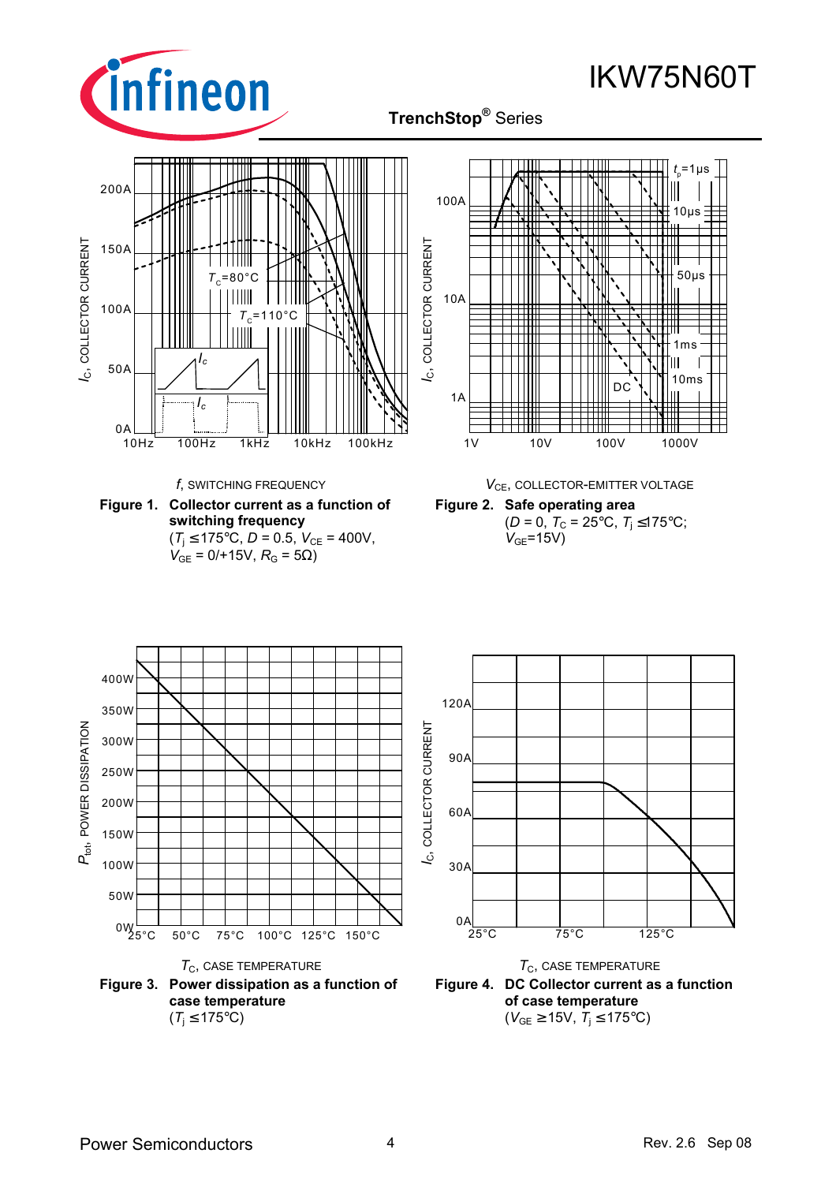Figure 1. **Collector current as a function of switching frequency**
($T_j$ ≤175°C, $D$ = 0.5, $V_{CE}$ = 400V, $V_{GE}$ = 0/+15V, $R_G$ = 5Ω)

Figure 2. **Safe operating area**
($D$ = 0, $T_C$ = 25°C, $T_j$ ≤175°C; $V_{GE}$=15V)

Figure 3. **Power dissipation as a function of case temperature**
($T_j$ ≤175°C)

Figure 4. **DC Collector current as a function of case temperature**
($V_{GE}$ ≥15V, $T_j$ ≤175°C)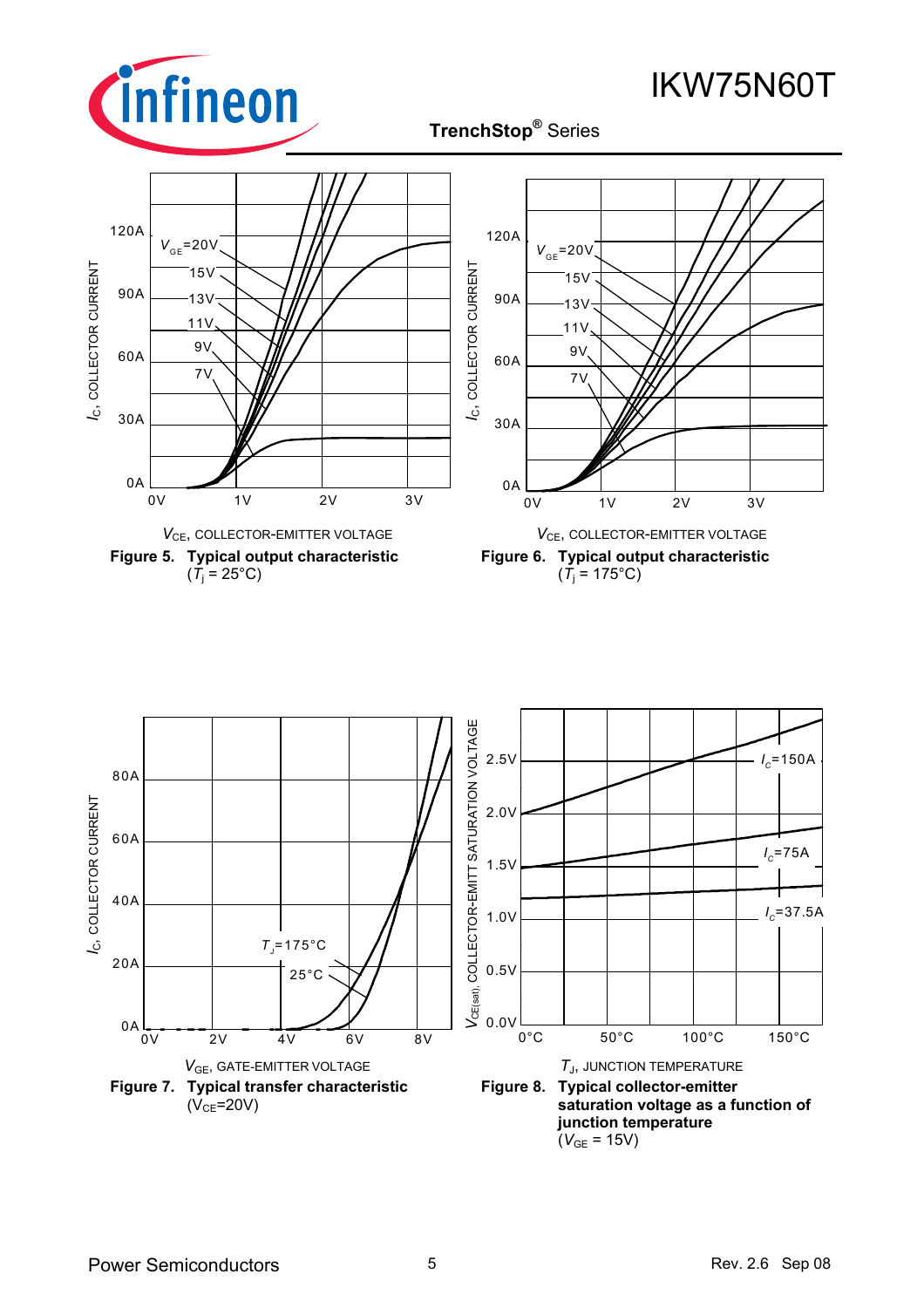$V_{GE}$=20V, 15V, 13V, 11V, 9V, 7V

$I_C$, COLLECTOR CURRENT

$V_{CE}$, COLLECTOR-EMITTER VOLTAGE

**Figure 5. Typical output characteristic**
($T_j$ = 25°C)

$V_{GE}$=20V, 15V, 13V, 11V, 9V, 7V

$I_C$, COLLECTOR CURRENT

$V_{CE}$, COLLECTOR-EMITTER VOLTAGE

**Figure 6. Typical output characteristic**
($T_j$ = 175°C)

$T_J$=175°C, 25°C

$I_C$, COLLECTOR CURRENT

$V_{GE}$, GATE-EMITTER VOLTAGE

**Figure 7. Typical transfer characteristic**
($V_{CE}$=20V)

$I_C$=150A, $I_C$=75A, $I_C$=37.5A

$V_{CE(sat)}$, COLLECTOR-EMITT SATURATION VOLTAGE

$T_J$, JUNCTION TEMPERATURE

**Figure 8. Typical collector-emitter saturation voltage as a function of junction temperature**
($V_{GE}$ = 15V)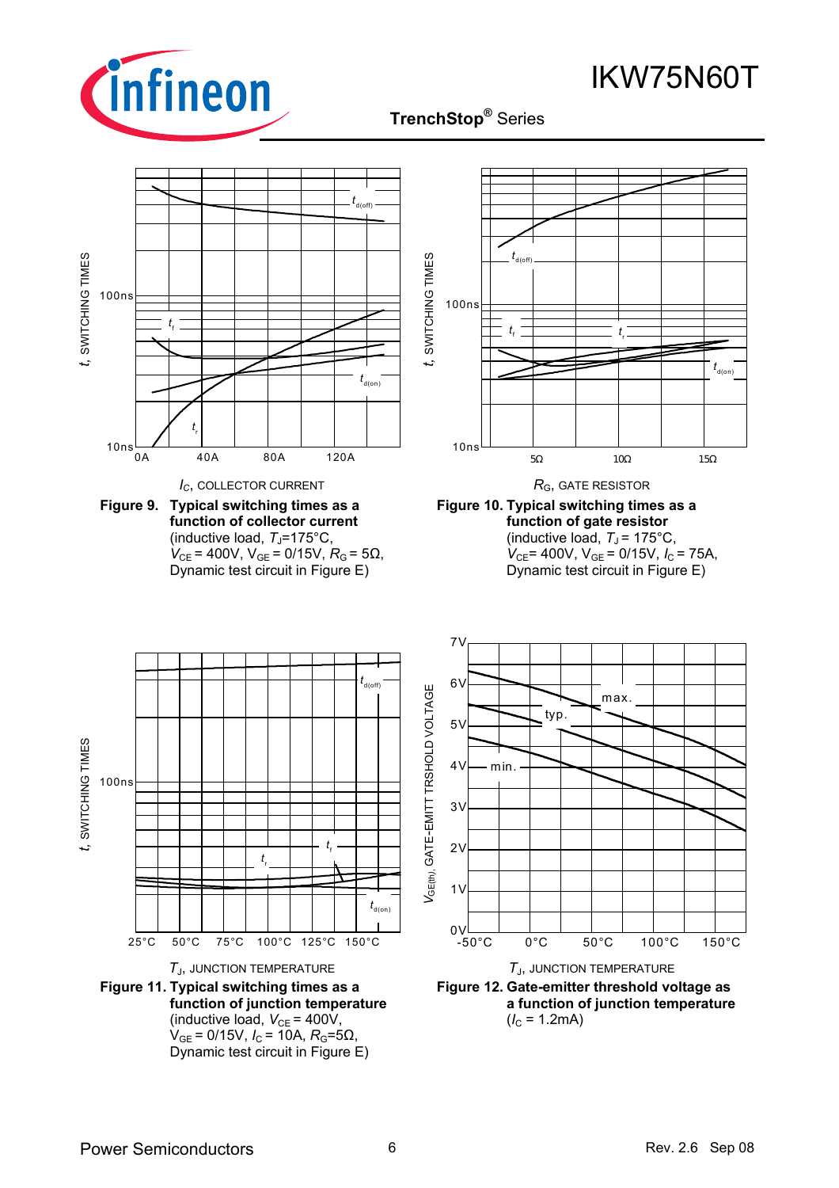Figure 9. Typical switching times as a function of collector current
(inductive load, $T_J$=175°C, $V_{CE}$ = 400V, $V_{GE}$ = 0/15V, $R_G$ = 5Ω, Dynamic test circuit in Figure E)

Figure 10. Typical switching times as a function of gate resistor
(inductive load, $T_J$ = 175°C, $V_{CE}$= 400V, $V_{GE}$ = 0/15V, $I_C$ = 75A, Dynamic test circuit in Figure E)

Figure 11. Typical switching times as a function of junction temperature
(inductive load, $V_{CE}$ = 400V, $V_{GE}$ = 0/15V, $I_C$ = 10A, $R_G$=5Ω, Dynamic test circuit in Figure E)

Figure 12. Gate-emitter threshold voltage as a function of junction temperature
($I_C$ = 1.2mA)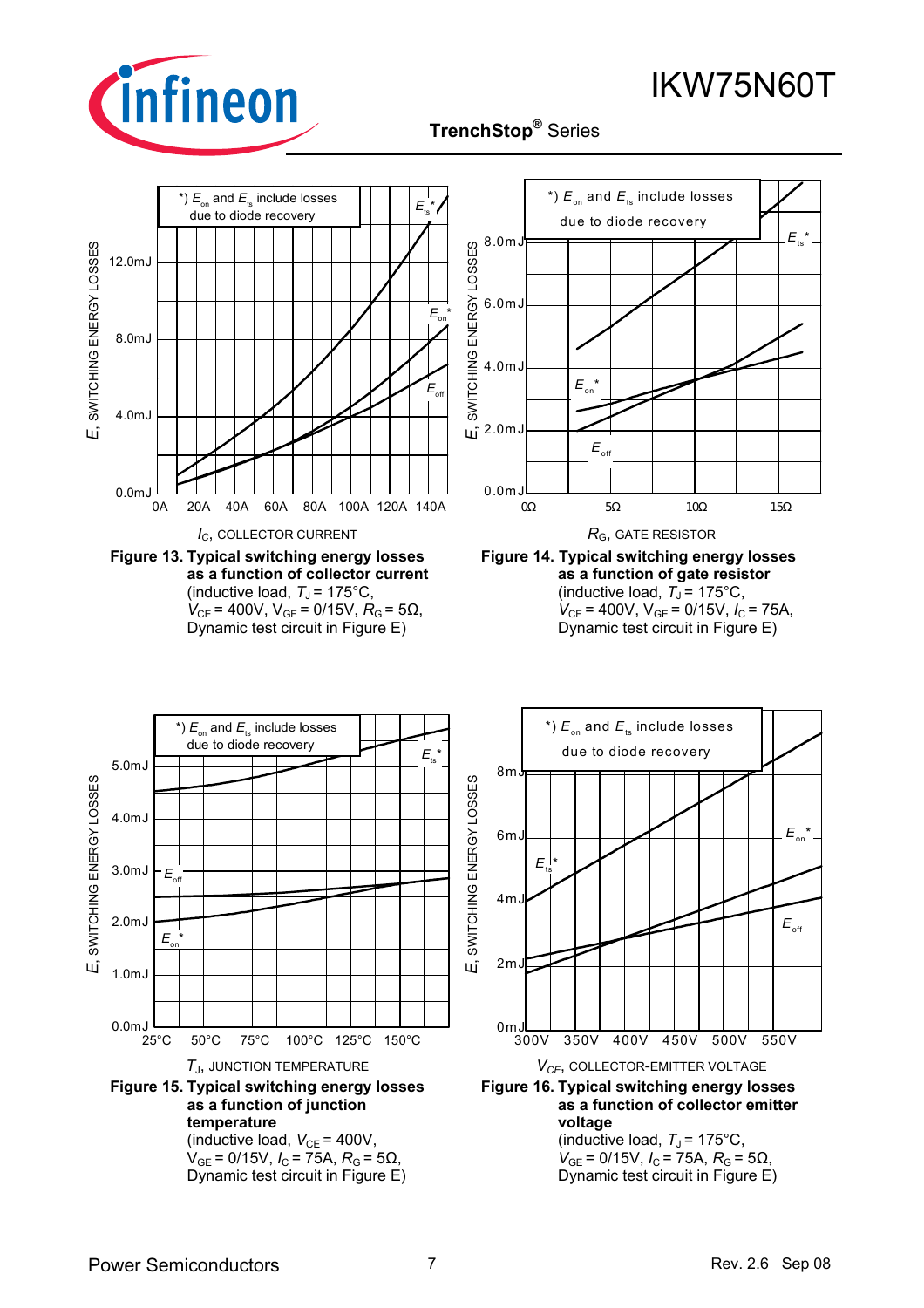**Figure 13. Typical switching energy losses as a function of collector current**
(inductive load, $T_J$ = 175°C, $V_{CE}$ = 400V, $V_{GE}$ = 0/15V, $R_G$ = 5Ω, Dynamic test circuit in Figure E)

**Figure 14. Typical switching energy losses as a function of gate resistor**
(inductive load, $T_J$ = 175°C, $V_{CE}$ = 400V, $V_{GE}$ = 0/15V, $I_C$ = 75A, Dynamic test circuit in Figure E)

**Figure 15. Typical switching energy losses as a function of junction temperature**
(inductive load, $V_{CE}$ = 400V, $V_{GE}$ = 0/15V, $I_C$ = 75A, $R_G$ = 5Ω, Dynamic test circuit in Figure E)

**Figure 16. Typical switching energy losses as a function of collector emitter voltage**
(inductive load, $T_J$ = 175°C, $V_{GE}$ = 0/15V, $I_C$ = 75A, $R_G$ = 5Ω, Dynamic test circuit in Figure E)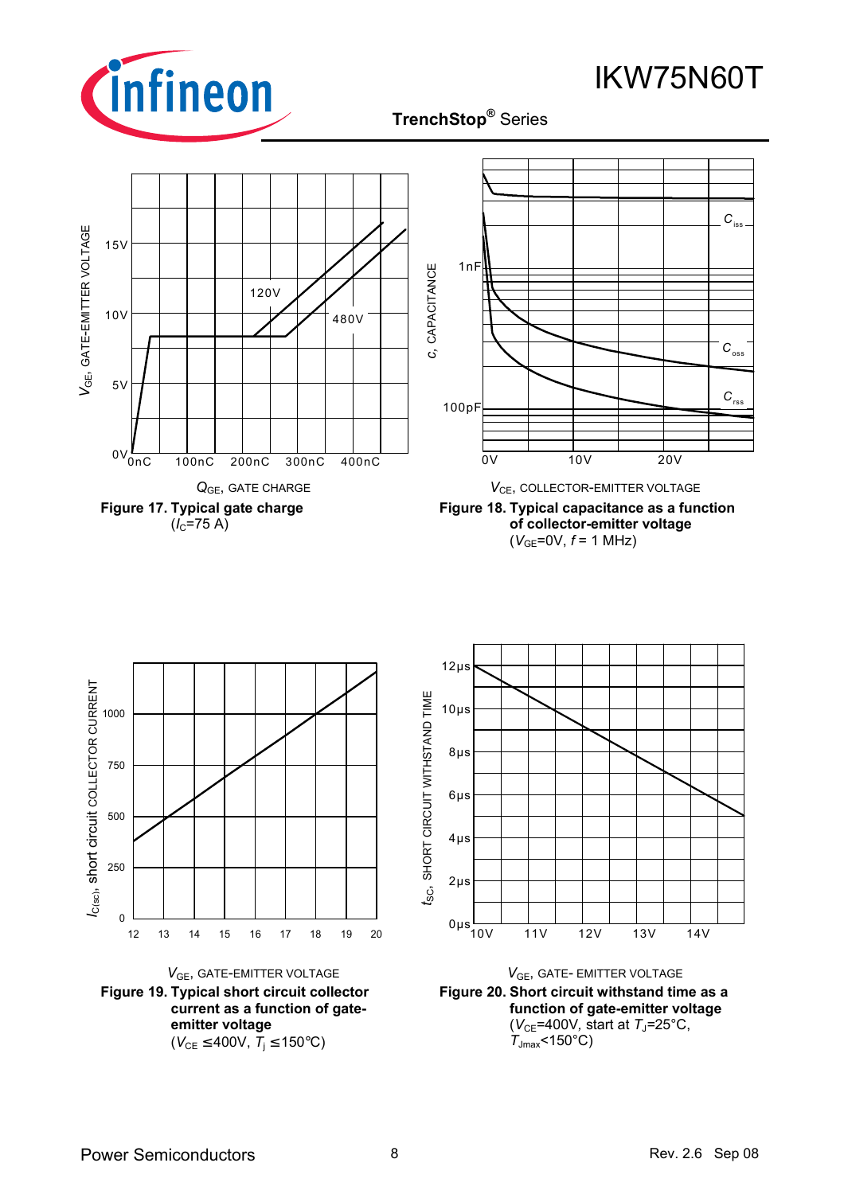Figure 17. Typical gate charge
($I_C$=75 A)

Figure 18. Typical capacitance as a function of collector-emitter voltage
($V_{GE}$=0V, $f$ = 1 MHz)

Figure 19. Typical short circuit collector current as a function of gate-emitter voltage
($V_{CE}$ ≤400V, $T_j$ ≤150°C)

Figure 20. Short circuit withstand time as a function of gate-emitter voltage
($V_{CE}$=400V, start at $T_J$=25°C, $T_{Jmax}$<150°C)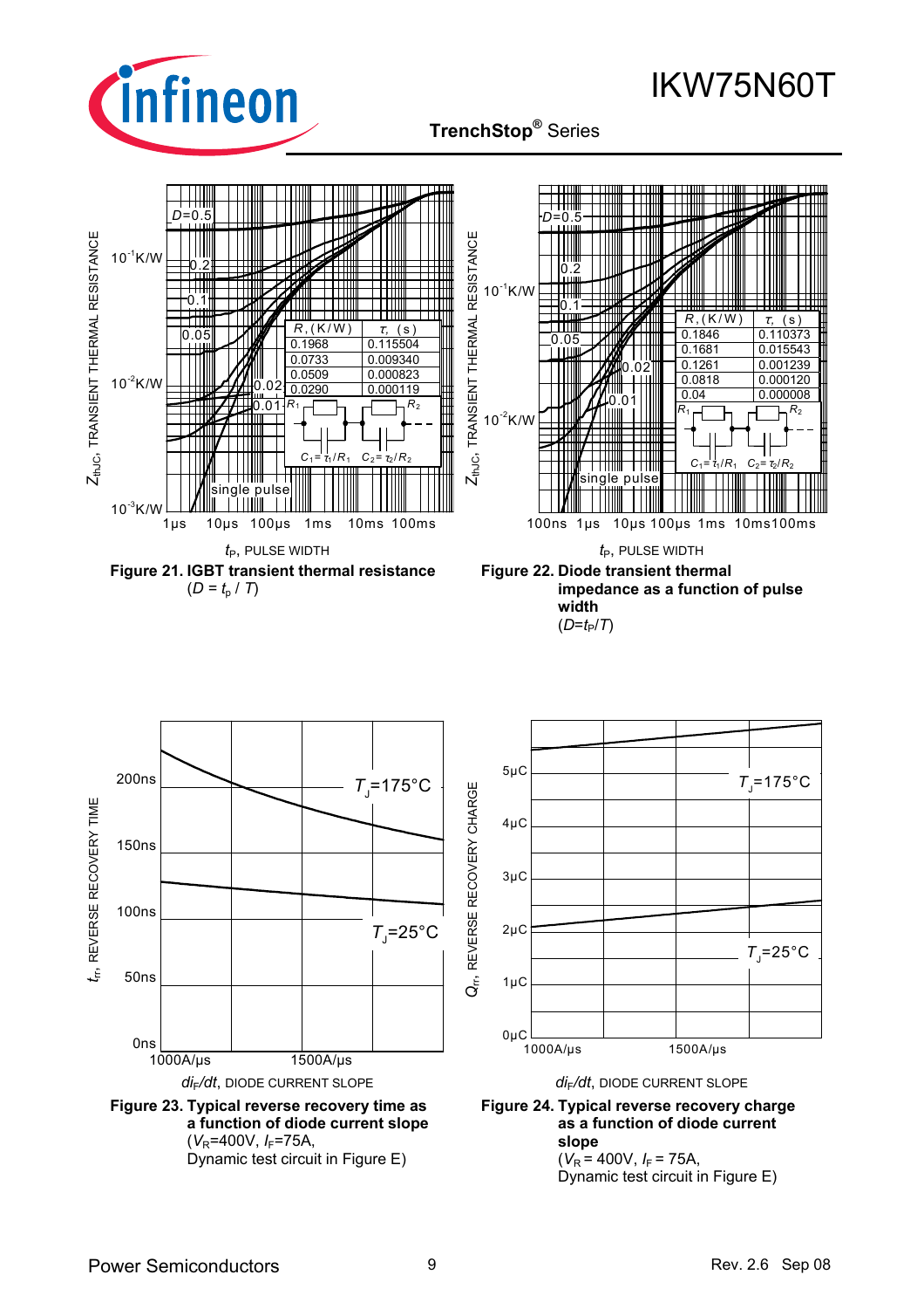| $R_i$ (K/W) | $\tau_i$ (s) |
|---|---|
| 0.1968 | 0.115504 |
| 0.0733 | 0.009340 |
| 0.0509 | 0.000823 |
| 0.0290 | 0.000119 |

$C_1 = \tau_1/R_1$ $C_2 = \tau_2/R_2$

**Figure 21. IGBT transient thermal resistance**
($D = t_p / T$)

| $R_i$ (K/W) | $\tau_i$ (s) |
|---|---|
| 0.1846 | 0.110373 |
| 0.1681 | 0.015543 |
| 0.1261 | 0.001239 |
| 0.0818 | 0.000120 |
| 0.04 | 0.000008 |

$C_1 = \tau_1/R_1$ $C_2 = \tau_2/R_2$

**Figure 22. Diode transient thermal impedance as a function of pulse width**
($D=t_P/T$)

**Figure 23. Typical reverse recovery time as a function of diode current slope**
($V_R$=400V, $I_F$=75A,
Dynamic test circuit in Figure E)

**Figure 24. Typical reverse recovery charge as a function of diode current slope**
($V_R$ = 400V, $I_F$ = 75A,
Dynamic test circuit in Figure E)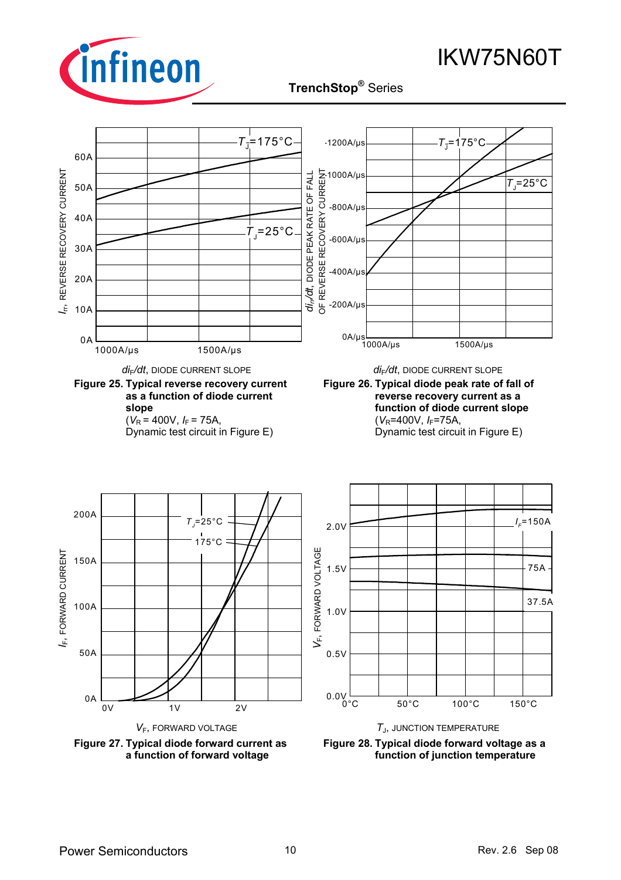Figure 25. Typical reverse recovery current as a function of diode current slope
($V_R$ = 400V, $I_F$ = 75A,
Dynamic test circuit in Figure E)

Figure 26. Typical diode peak rate of fall of reverse recovery current as a function of diode current slope
($V_R$=400V, $I_F$=75A,
Dynamic test circuit in Figure E)

Figure 27. Typical diode forward current as a function of forward voltage

Figure 28. Typical diode forward voltage as a function of junction temperature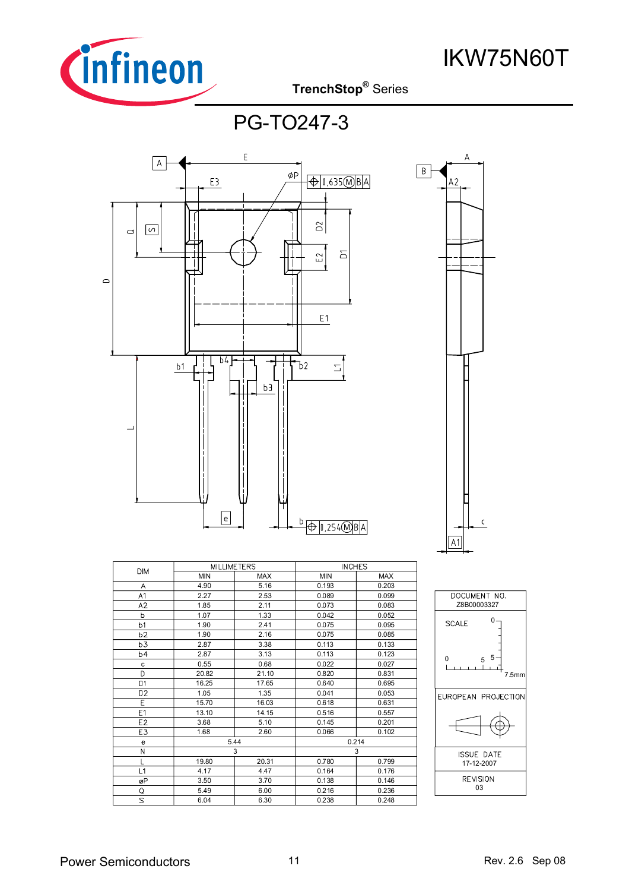# PG-TO247-3

| DIM | MILLIMETERS | | INCHES | |
|---|---|---|---|---|
| | MIN | MAX | MIN | MAX |
| A | 4.90 | 5.16 | 0.193 | 0.203 |
| A1 | 2.27 | 2.53 | 0.089 | 0.099 |
| A2 | 1.85 | 2.11 | 0.073 | 0.083 |
| b | 1.07 | 1.33 | 0.042 | 0.052 |
| b1 | 1.90 | 2.41 | 0.075 | 0.095 |
| b2 | 1.90 | 2.16 | 0.075 | 0.085 |
| b3 | 2.87 | 3.38 | 0.113 | 0.133 |
| b4 | 2.87 | 3.13 | 0.113 | 0.123 |
| c | 0.55 | 0.68 | 0.022 | 0.027 |
| D | 20.82 | 21.10 | 0.820 | 0.831 |
| D1 | 16.25 | 17.65 | 0.640 | 0.695 |
| D2 | 1.05 | 1.35 | 0.041 | 0.053 |
| E | 15.70 | 16.03 | 0.618 | 0.631 |
| E1 | 13.10 | 14.15 | 0.516 | 0.557 |
| E2 | 3.68 | 5.10 | 0.145 | 0.201 |
| E3 | 1.68 | 2.60 | 0.066 | 0.102 |
| e | 5.44 | | 0.214 | |
| N | 3 | | 3 | |
| L | 19.80 | 20.31 | 0.780 | 0.799 |
| L1 | 4.17 | 4.47 | 0.164 | 0.176 |
| øP | 3.50 | 3.70 | 0.138 | 0.146 |
| Q | 5.49 | 6.00 | 0.216 | 0.236 |
| S | 6.04 | 6.30 | 0.238 | 0.248 |

| DOCUMENT NO. |
|---|
| Z8B00003327 |
| SCALE 0 – 5 – 7.5mm |
| EUROPEAN PROJECTION |
| ISSUE DATE 17-12-2007 |
| REVISION 03 |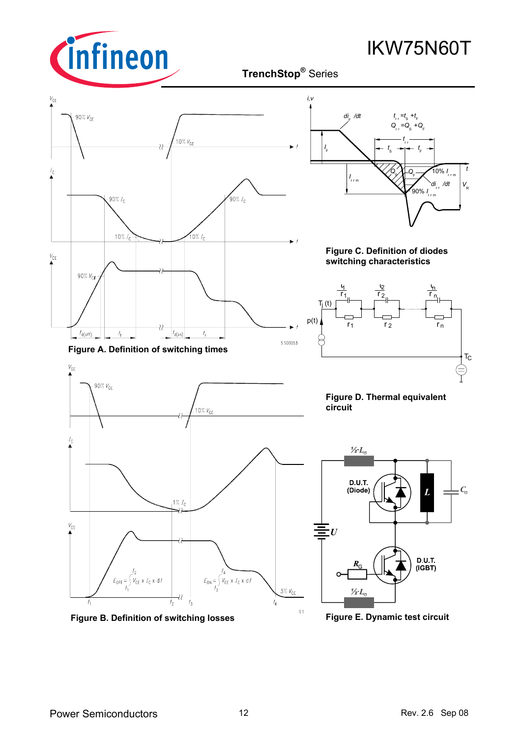Figure A. Definition of switching times

Figure B. Definition of switching losses

Figure C. Definition of diodes switching characteristics

Figure D. Thermal equivalent circuit

Figure E. Dynamic test circuit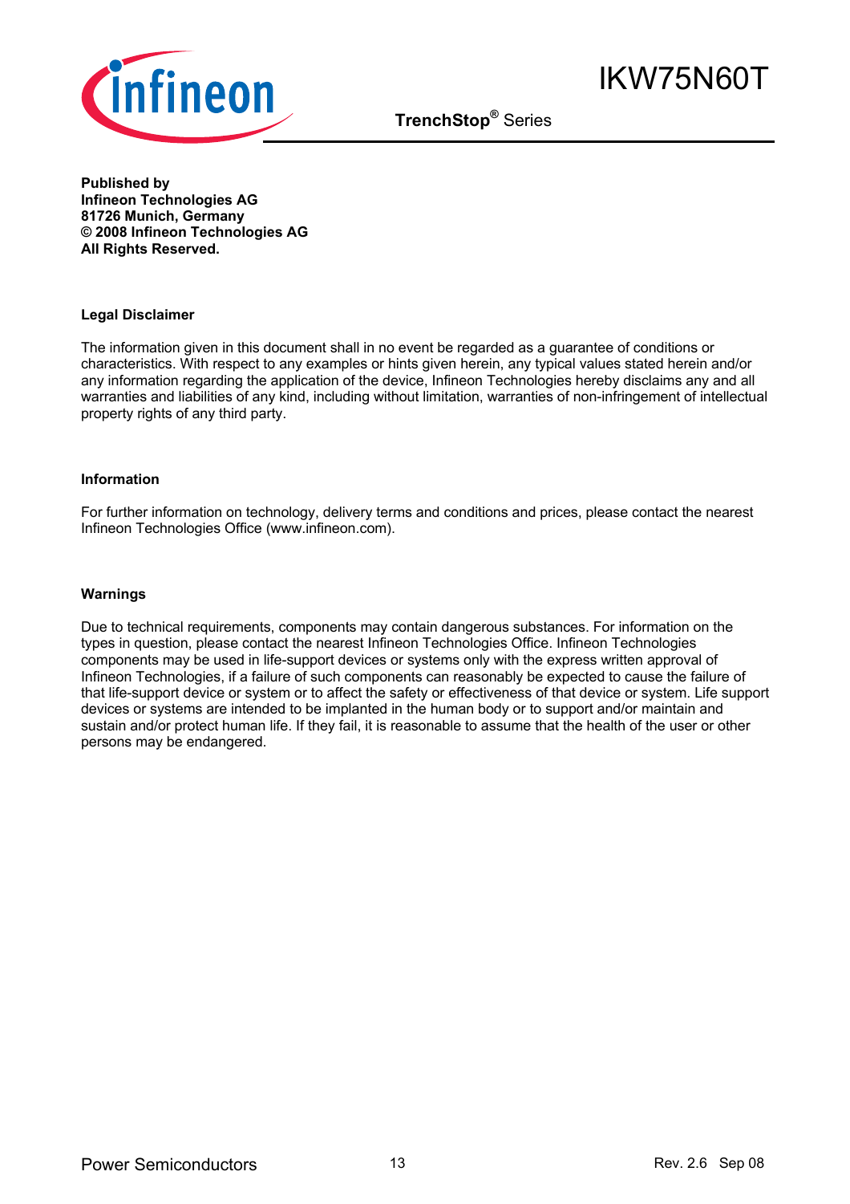**Published by**
**Infineon Technologies AG**
**81726 Munich, Germany**
**© 2008 Infineon Technologies AG**
**All Rights Reserved.**

### Legal Disclaimer

The information given in this document shall in no event be regarded as a guarantee of conditions or characteristics. With respect to any examples or hints given herein, any typical values stated herein and/or any information regarding the application of the device, Infineon Technologies hereby disclaims any and all warranties and liabilities of any kind, including without limitation, warranties of non-infringement of intellectual property rights of any third party.

### Information

For further information on technology, delivery terms and conditions and prices, please contact the nearest Infineon Technologies Office (www.infineon.com).

### Warnings

Due to technical requirements, components may contain dangerous substances. For information on the types in question, please contact the nearest Infineon Technologies Office. Infineon Technologies components may be used in life-support devices or systems only with the express written approval of Infineon Technologies, if a failure of such components can reasonably be expected to cause the failure of that life-support device or system or to affect the safety or effectiveness of that device or system. Life support devices or systems are intended to be implanted in the human body or to support and/or maintain and sustain and/or protect human life. If they fail, it is reasonable to assume that the health of the user or other persons may be endangered.